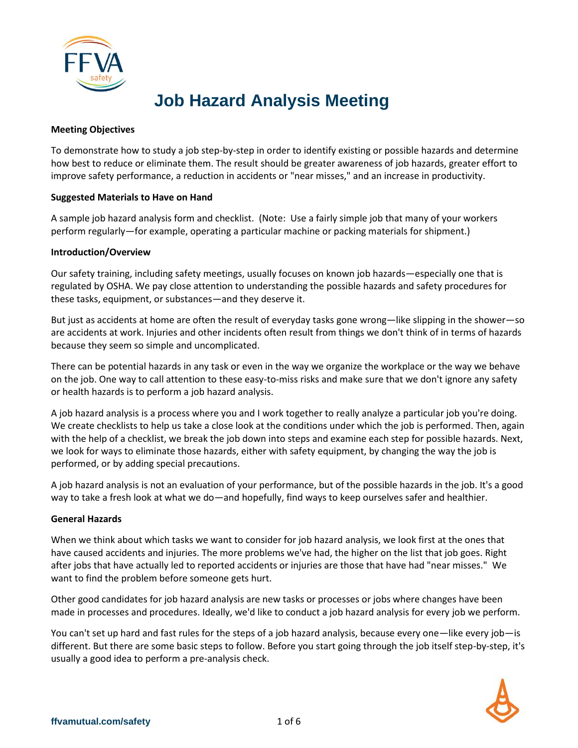# Job Hazard Analysis Meeting

**Meeting Objectives**

To demonstrate how to study a job step-by-step in order to identify existing or possible hazards and determine how best to reduce or eliminate them. The result should be greater awareness of job hazards, greater effort to improve safety performance, a reduction in accidents or "near misses," and an increase in productivity.

**Suggested Materials to Have on Hand**

A sample job hazard analysis form and checklist. (Note: Use a fairly simple job that many of your workers perform regularly—for example, operating a particular machine or packing materials for shipment.)

**Introduction/Overview**

Our safety training, including safety meetings, usually focuses on known job hazards—especially one that is regulated by OSHA. We pay close attention to understanding the possible hazards and safety procedures for these tasks, equipment, or substances—and they deserve it.

But just as accidents at home are often the result of everyday tasks gone wrong—like slipping in the shower—so are accidents at work. Injuries and other incidents often result from things we don't think of in terms of hazards because they seem so simple and uncomplicated.

There can be potential hazards in any task or even in the way we organize the workplace or the way we behave on the job. One way to call attention to these easy-to-miss risks and make sure that we don't ignore any safety or health hazards is to perform a job hazard analysis.

A job hazard analysis is a process where you and I work together to really analyze a particular job you're doing. We create checklists to help us take a close look at the conditions under which the job is performed. Then, again with the help of a checklist, we break the job down into steps and examine each step for possible hazards. Next, we look for ways to eliminate those hazards, either with safety equipment, by changing the way the job is performed, or by adding special precautions.

A job hazard analysis is not an evaluation of your performance, but of the possible hazards in the job. It's a good way to take a fresh look at what we do—and hopefully, find ways to keep ourselves safer and healthier.

**General Hazards**

When we think about which tasks we want to consider for job hazard analysis, we look first at the ones that have caused accidents and injuries. The more problems we've had, the higher on the list that job goes. Right after jobs that have actually led to reported accidents or injuries are those that have had "near misses." We want to find the problem before someone gets hurt.

Other good candidates for job hazard analysis are new tasks or processes or jobs where changes have been made in processes and procedures. Ideally, we'd like to conduct a job hazard analysis for every job we perform.

You can't set up hard and fast rules for the steps of a job hazard analysis, because every one—like every job—is different. But there are some basic steps to follow. Before you start going through the job itself step-by-step, it's usually a good idea to perform a pre-analysis check.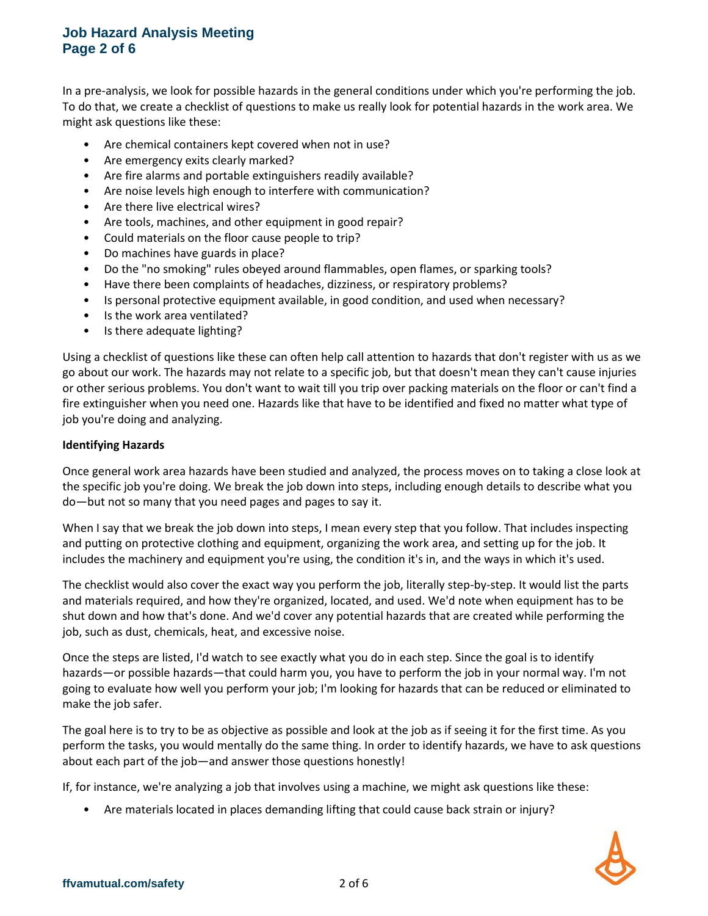In a pre-analysis, we look for possible hazards in the general conditions under which you're performing the job. To do that, we create a checklist of questions to make us really look for potential hazards in the work area. We might ask questions like these:

- Are chemical containers kept covered when not in use?
- Are emergency exits clearly marked?
- Are fire alarms and portable extinguishers readily available?
- Are noise levels high enough to interfere with communication?
- Are there live electrical wires?
- Are tools, machines, and other equipment in good repair?
- Could materials on the floor cause people to trip?
- Do machines have guards in place?
- Do the "no smoking" rules obeyed around flammables, open flames, or sparking tools?
- Have there been complaints of headaches, dizziness, or respiratory problems?
- Is personal protective equipment available, in good condition, and used when necessary?
- Is the work area ventilated?
- Is there adequate lighting?

Using a checklist of questions like these can often help call attention to hazards that don't register with us as we go about our work. The hazards may not relate to a specific job, but that doesn't mean they can't cause injuries or other serious problems. You don't want to wait till you trip over packing materials on the floor or can't find a fire extinguisher when you need one. Hazards like that have to be identified and fixed no matter what type of job you're doing and analyzing.

**Identifying Hazards**

Once general work area hazards have been studied and analyzed, the process moves on to taking a close look at the specific job you're doing. We break the job down into steps, including enough details to describe what you do—but not so many that you need pages and pages to say it.

When I say that we break the job down into steps, I mean every step that you follow. That includes inspecting and putting on protective clothing and equipment, organizing the work area, and setting up for the job. It includes the machinery and equipment you're using, the condition it's in, and the ways in which it's used.

The checklist would also cover the exact way you perform the job, literally step-by-step. It would list the parts and materials required, and how they're organized, located, and used. We'd note when equipment has to be shut down and how that's done. And we'd cover any potential hazards that are created while performing the job, such as dust, chemicals, heat, and excessive noise.

Once the steps are listed, I'd watch to see exactly what you do in each step. Since the goal is to identify hazards—or possible hazards—that could harm you, you have to perform the job in your normal way. I'm not going to evaluate how well you perform your job; I'm looking for hazards that can be reduced or eliminated to make the job safer.

The goal here is to try to be as objective as possible and look at the job as if seeing it for the first time. As you perform the tasks, you would mentally do the same thing. In order to identify hazards, we have to ask questions about each part of the job—and answer those questions honestly!

If, for instance, we're analyzing a job that involves using a machine, we might ask questions like these:

- Are materials located in places demanding lifting that could cause back strain or injury?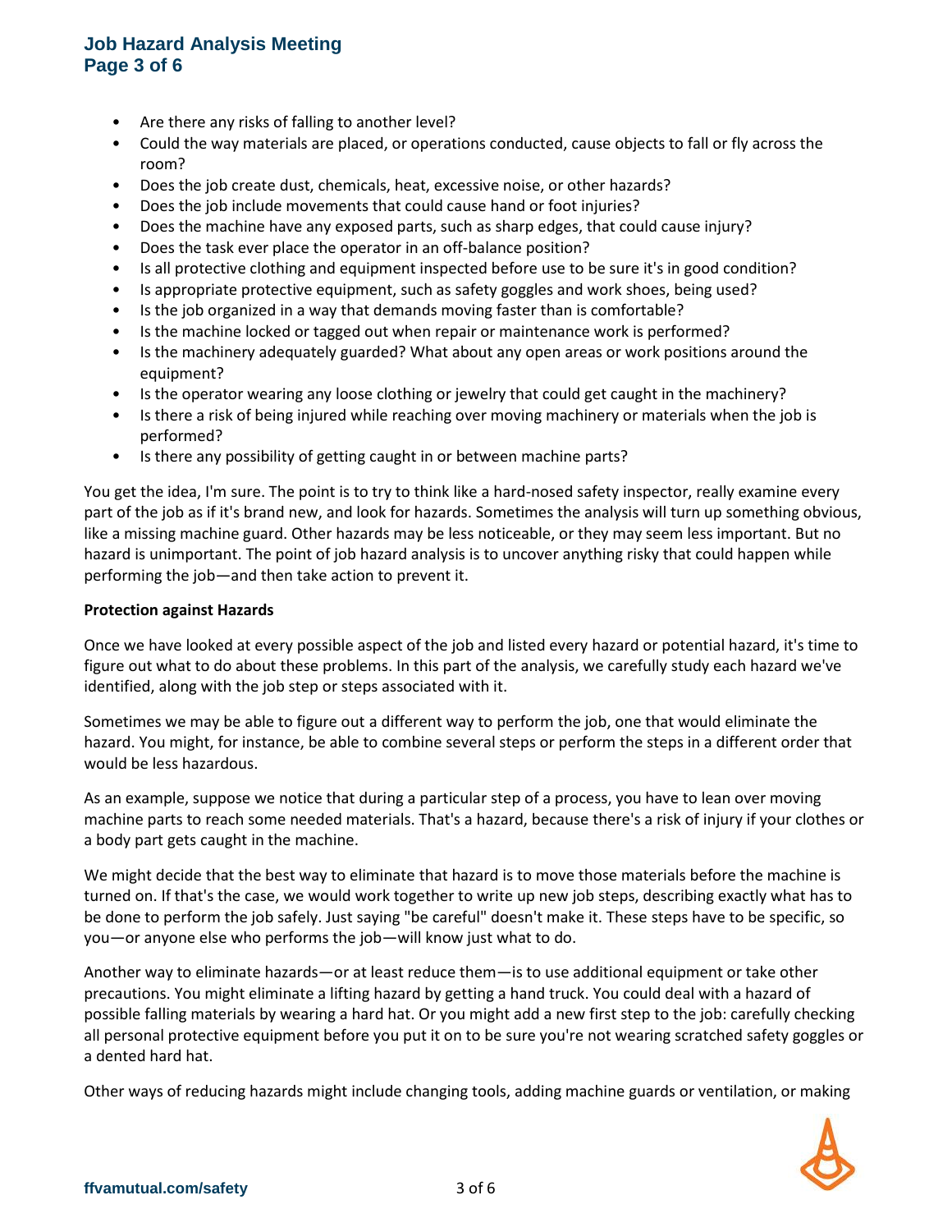- Are there any risks of falling to another level?
- Could the way materials are placed, or operations conducted, cause objects to fall or fly across the room?
- Does the job create dust, chemicals, heat, excessive noise, or other hazards?
- Does the job include movements that could cause hand or foot injuries?
- Does the machine have any exposed parts, such as sharp edges, that could cause injury?
- Does the task ever place the operator in an off-balance position?
- Is all protective clothing and equipment inspected before use to be sure it's in good condition?
- Is appropriate protective equipment, such as safety goggles and work shoes, being used?
- Is the job organized in a way that demands moving faster than is comfortable?
- Is the machine locked or tagged out when repair or maintenance work is performed?
- Is the machinery adequately guarded? What about any open areas or work positions around the equipment?
- Is the operator wearing any loose clothing or jewelry that could get caught in the machinery?
- Is there a risk of being injured while reaching over moving machinery or materials when the job is performed?
- Is there any possibility of getting caught in or between machine parts?

You get the idea, I'm sure. The point is to try to think like a hard-nosed safety inspector, really examine every part of the job as if it's brand new, and look for hazards. Sometimes the analysis will turn up something obvious, like a missing machine guard. Other hazards may be less noticeable, or they may seem less important. But no hazard is unimportant. The point of job hazard analysis is to uncover anything risky that could happen while performing the job—and then take action to prevent it.

**Protection against Hazards**

Once we have looked at every possible aspect of the job and listed every hazard or potential hazard, it's time to figure out what to do about these problems. In this part of the analysis, we carefully study each hazard we've identified, along with the job step or steps associated with it.

Sometimes we may be able to figure out a different way to perform the job, one that would eliminate the hazard. You might, for instance, be able to combine several steps or perform the steps in a different order that would be less hazardous.

As an example, suppose we notice that during a particular step of a process, you have to lean over moving machine parts to reach some needed materials. That's a hazard, because there's a risk of injury if your clothes or a body part gets caught in the machine.

We might decide that the best way to eliminate that hazard is to move those materials before the machine is turned on. If that's the case, we would work together to write up new job steps, describing exactly what has to be done to perform the job safely. Just saying "be careful" doesn't make it. These steps have to be specific, so you—or anyone else who performs the job—will know just what to do.

Another way to eliminate hazards—or at least reduce them—is to use additional equipment or take other precautions. You might eliminate a lifting hazard by getting a hand truck. You could deal with a hazard of possible falling materials by wearing a hard hat. Or you might add a new first step to the job: carefully checking all personal protective equipment before you put it on to be sure you're not wearing scratched safety goggles or a dented hard hat.

Other ways of reducing hazards might include changing tools, adding machine guards or ventilation, or making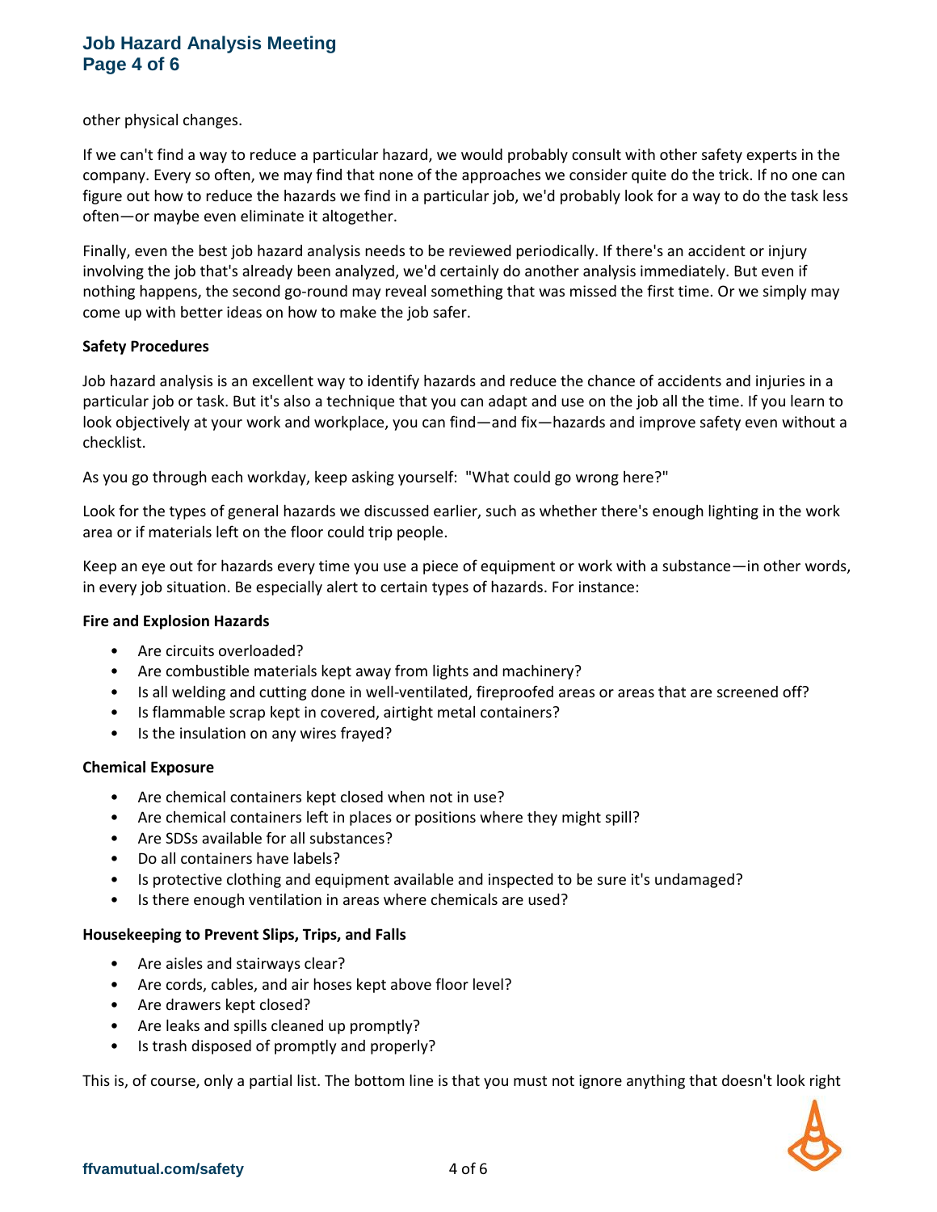other physical changes.

If we can't find a way to reduce a particular hazard, we would probably consult with other safety experts in the company. Every so often, we may find that none of the approaches we consider quite do the trick. If no one can figure out how to reduce the hazards we find in a particular job, we'd probably look for a way to do the task less often—or maybe even eliminate it altogether.

Finally, even the best job hazard analysis needs to be reviewed periodically. If there's an accident or injury involving the job that's already been analyzed, we'd certainly do another analysis immediately. But even if nothing happens, the second go-round may reveal something that was missed the first time. Or we simply may come up with better ideas on how to make the job safer.

**Safety Procedures**

Job hazard analysis is an excellent way to identify hazards and reduce the chance of accidents and injuries in a particular job or task. But it's also a technique that you can adapt and use on the job all the time. If you learn to look objectively at your work and workplace, you can find—and fix—hazards and improve safety even without a checklist.

As you go through each workday, keep asking yourself: "What could go wrong here?"

Look for the types of general hazards we discussed earlier, such as whether there's enough lighting in the work area or if materials left on the floor could trip people.

Keep an eye out for hazards every time you use a piece of equipment or work with a substance—in other words, in every job situation. Be especially alert to certain types of hazards. For instance:

**Fire and Explosion Hazards**

- Are circuits overloaded?
- Are combustible materials kept away from lights and machinery?
- Is all welding and cutting done in well-ventilated, fireproofed areas or areas that are screened off?
- Is flammable scrap kept in covered, airtight metal containers?
- Is the insulation on any wires frayed?

**Chemical Exposure**

- Are chemical containers kept closed when not in use?
- Are chemical containers left in places or positions where they might spill?
- Are SDSs available for all substances?
- Do all containers have labels?
- Is protective clothing and equipment available and inspected to be sure it's undamaged?
- Is there enough ventilation in areas where chemicals are used?

**Housekeeping to Prevent Slips, Trips, and Falls**

- Are aisles and stairways clear?
- Are cords, cables, and air hoses kept above floor level?
- Are drawers kept closed?
- Are leaks and spills cleaned up promptly?
- Is trash disposed of promptly and properly?

This is, of course, only a partial list. The bottom line is that you must not ignore anything that doesn't look right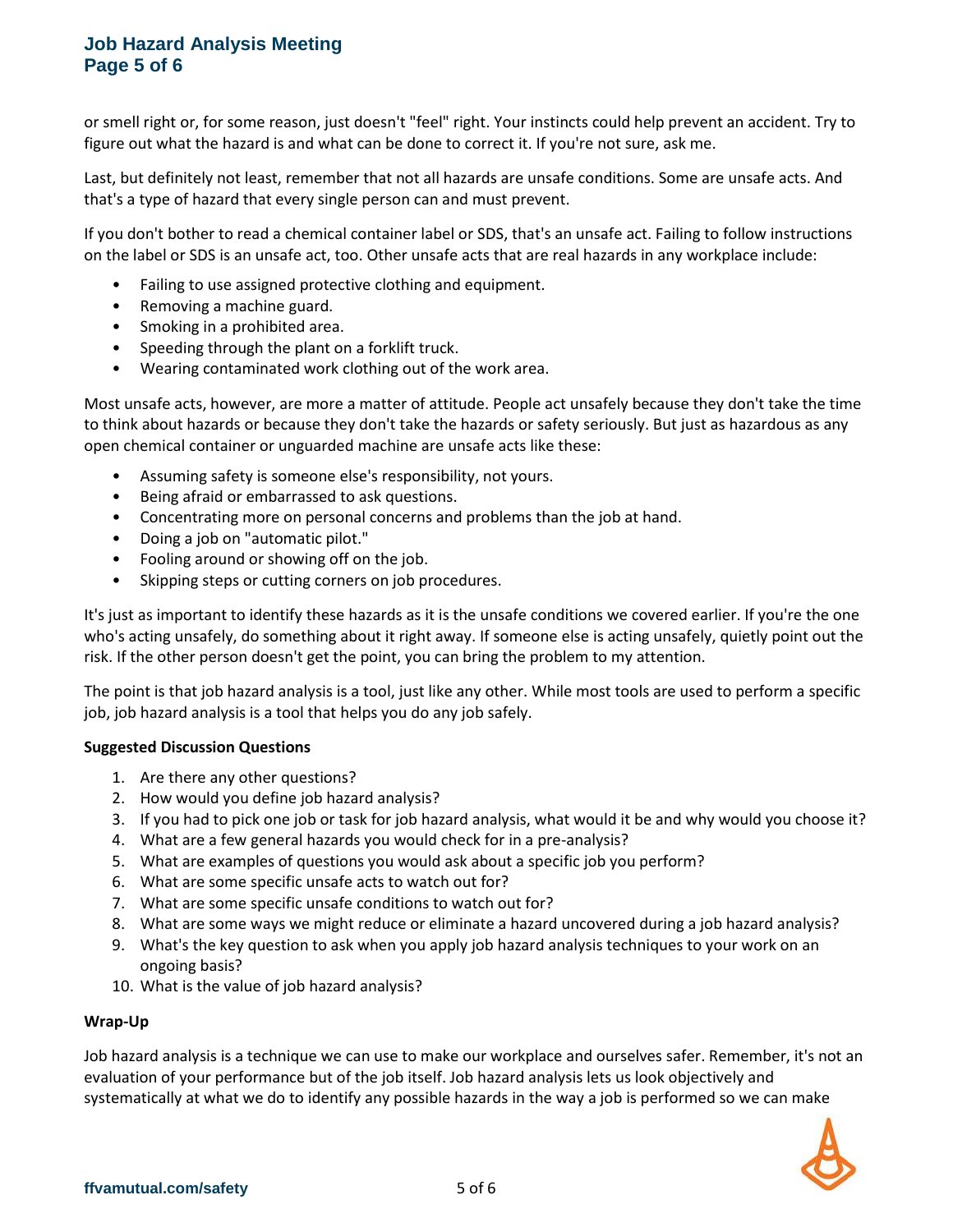or smell right or, for some reason, just doesn't "feel" right. Your instincts could help prevent an accident. Try to figure out what the hazard is and what can be done to correct it. If you're not sure, ask me.

Last, but definitely not least, remember that not all hazards are unsafe conditions. Some are unsafe acts. And that's a type of hazard that every single person can and must prevent.

If you don't bother to read a chemical container label or SDS, that's an unsafe act. Failing to follow instructions on the label or SDS is an unsafe act, too. Other unsafe acts that are real hazards in any workplace include:

- Failing to use assigned protective clothing and equipment.
- Removing a machine guard.
- Smoking in a prohibited area.
- Speeding through the plant on a forklift truck.
- Wearing contaminated work clothing out of the work area.

Most unsafe acts, however, are more a matter of attitude. People act unsafely because they don't take the time to think about hazards or because they don't take the hazards or safety seriously. But just as hazardous as any open chemical container or unguarded machine are unsafe acts like these:

- Assuming safety is someone else's responsibility, not yours.
- Being afraid or embarrassed to ask questions.
- Concentrating more on personal concerns and problems than the job at hand.
- Doing a job on "automatic pilot."
- Fooling around or showing off on the job.
- Skipping steps or cutting corners on job procedures.

It's just as important to identify these hazards as it is the unsafe conditions we covered earlier. If you're the one who's acting unsafely, do something about it right away. If someone else is acting unsafely, quietly point out the risk. If the other person doesn't get the point, you can bring the problem to my attention.

The point is that job hazard analysis is a tool, just like any other. While most tools are used to perform a specific job, job hazard analysis is a tool that helps you do any job safely.

**Suggested Discussion Questions**

1. Are there any other questions?
2. How would you define job hazard analysis?
3. If you had to pick one job or task for job hazard analysis, what would it be and why would you choose it?
4. What are a few general hazards you would check for in a pre-analysis?
5. What are examples of questions you would ask about a specific job you perform?
6. What are some specific unsafe acts to watch out for?
7. What are some specific unsafe conditions to watch out for?
8. What are some ways we might reduce or eliminate a hazard uncovered during a job hazard analysis?
9. What's the key question to ask when you apply job hazard analysis techniques to your work on an ongoing basis?
10. What is the value of job hazard analysis?

**Wrap-Up**

Job hazard analysis is a technique we can use to make our workplace and ourselves safer. Remember, it's not an evaluation of your performance but of the job itself. Job hazard analysis lets us look objectively and systematically at what we do to identify any possible hazards in the way a job is performed so we can make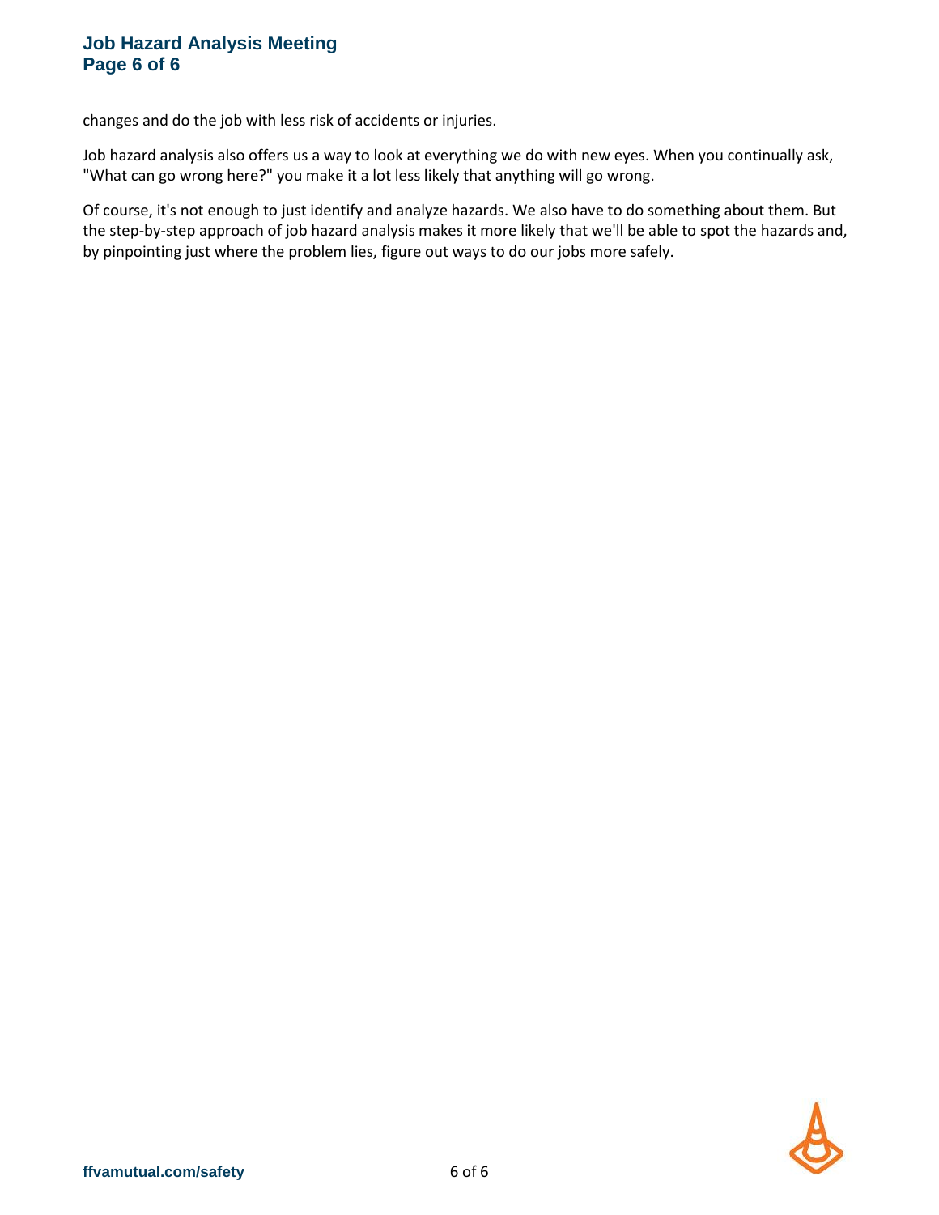changes and do the job with less risk of accidents or injuries.

Job hazard analysis also offers us a way to look at everything we do with new eyes. When you continually ask, "What can go wrong here?" you make it a lot less likely that anything will go wrong.

Of course, it's not enough to just identify and analyze hazards. We also have to do something about them. But the step-by-step approach of job hazard analysis makes it more likely that we'll be able to spot the hazards and, by pinpointing just where the problem lies, figure out ways to do our jobs more safely.